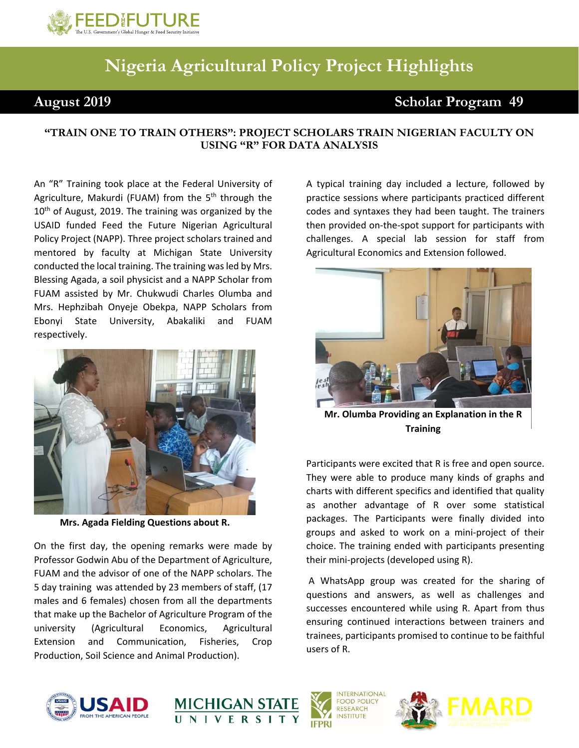# Nigeria Agricultural Policy Project Highlights

**August 2019** — **Scholar Program 49**

## "TRAIN ONE TO TRAIN OTHERS": PROJECT SCHOLARS TRAIN NIGERIAN FACULTY ON USING "R" FOR DATA ANALYSIS

An "R" Training took place at the Federal University of Agriculture, Makurdi (FUAM) from the 5th through the 10th of August, 2019. The training was organized by the USAID funded Feed the Future Nigerian Agricultural Policy Project (NAPP). Three project scholars trained and mentored by faculty at Michigan State University conducted the local training. The training was led by Mrs. Blessing Agada, a soil physicist and a NAPP Scholar from FUAM assisted by Mr. Chukwudi Charles Olumba and Mrs. Hephzibah Onyeje Obekpa, NAPP Scholars from Ebonyi State University, Abakaliki and FUAM respectively.

**Mrs. Agada Fielding Questions about R.**

On the first day, the opening remarks were made by Professor Godwin Abu of the Department of Agriculture, FUAM and the advisor of one of the NAPP scholars. The 5 day training was attended by 23 members of staff, (17 males and 6 females) chosen from all the departments that make up the Bachelor of Agriculture Program of the university (Agricultural Economics, Agricultural Extension and Communication, Fisheries, Crop Production, Soil Science and Animal Production).

A typical training day included a lecture, followed by practice sessions where participants practiced different codes and syntaxes they had been taught. The trainers then provided on-the-spot support for participants with challenges. A special lab session for staff from Agricultural Economics and Extension followed.

**Mr. Olumba Providing an Explanation in the R Training**

Participants were excited that R is free and open source. They were able to produce many kinds of graphs and charts with different specifics and identified that quality as another advantage of R over some statistical packages. The Participants were finally divided into groups and asked to work on a mini-project of their choice. The training ended with participants presenting their mini-projects (developed using R).

A WhatsApp group was created for the sharing of questions and answers, as well as challenges and successes encountered while using R. Apart from thus ensuring continued interactions between trainers and trainees, participants promised to continue to be faithful users of R.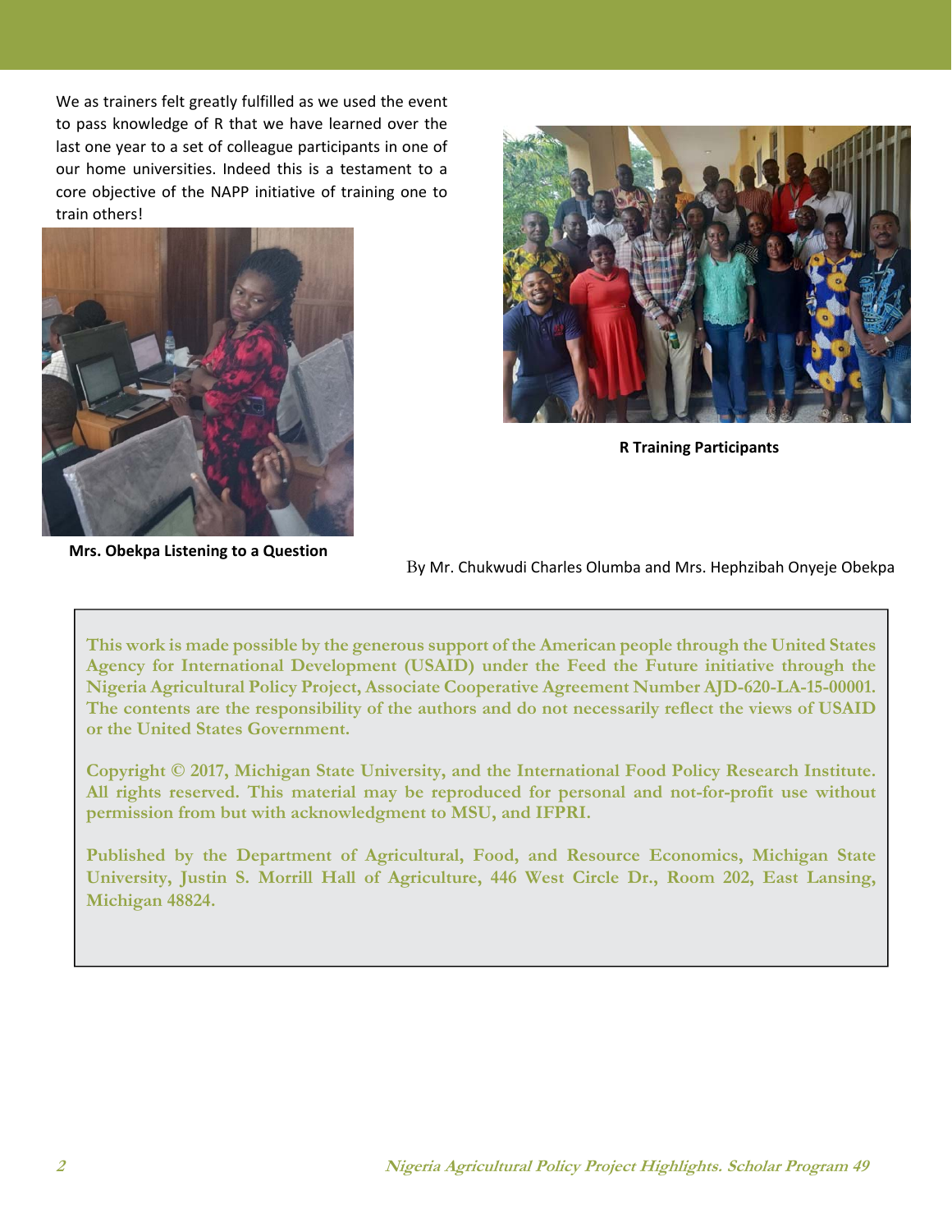We as trainers felt greatly fulfilled as we used the event to pass knowledge of R that we have learned over the last one year to a set of colleague participants in one of our home universities. Indeed this is a testament to a core objective of the NAPP initiative of training one to train others!

**Mrs. Obekpa Listening to a Question**

**R Training Participants**

By Mr. Chukwudi Charles Olumba and Mrs. Hephzibah Onyeje Obekpa

**This work is made possible by the generous support of the American people through the United States Agency for International Development (USAID) under the Feed the Future initiative through the Nigeria Agricultural Policy Project, Associate Cooperative Agreement Number AJD-620-LA-15-00001. The contents are the responsibility of the authors and do not necessarily reflect the views of USAID or the United States Government.**

**Copyright © 2017, Michigan State University, and the International Food Policy Research Institute. All rights reserved. This material may be reproduced for personal and not-for-profit use without permission from but with acknowledgment to MSU, and IFPRI.**

**Published by the Department of Agricultural, Food, and Resource Economics, Michigan State University, Justin S. Morrill Hall of Agriculture, 446 West Circle Dr., Room 202, East Lansing, Michigan 48824.**